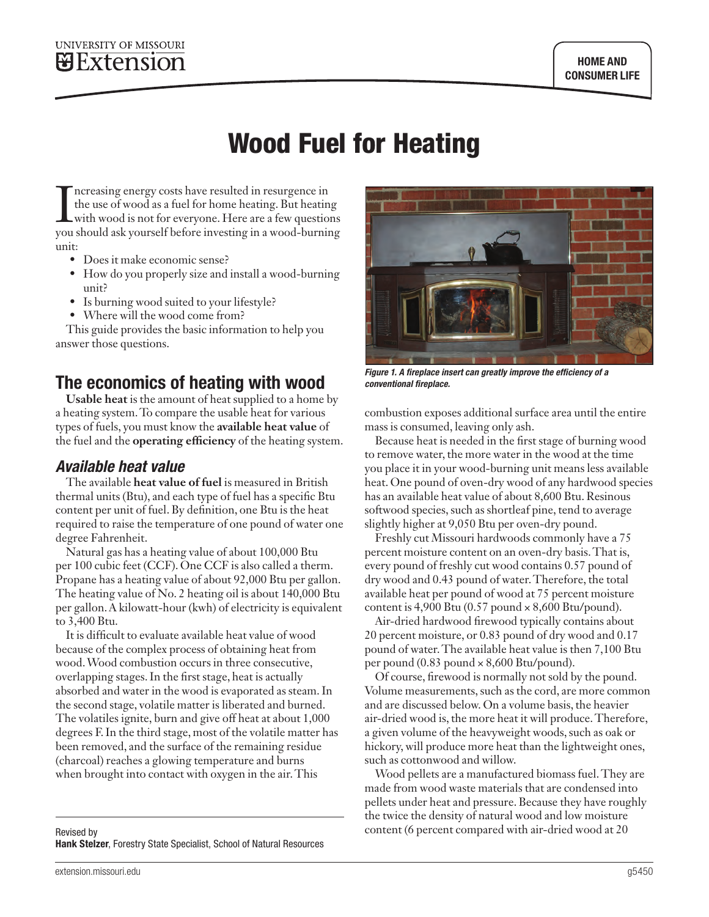# Wood Fuel for Heating

Increasing energy costs have resulted in resurgence in the use of wood as a fuel for home heating. But heating with wood is not for everyone. Here are a few questions you should ask yourself before investing in a wood-burning unit:

- Does it make economic sense?
- How do you properly size and install a wood-burning unit?
- Is burning wood suited to your lifestyle?
- Where will the wood come from?

This guide provides the basic information to help you answer those questions.

## The economics of heating with wood

**Usable heat** is the amount of heat supplied to a home by a heating system. To compare the usable heat for various types of fuels, you must know the **available heat value** of the fuel and the **operating efficiency** of the heating system.

### *Available heat value*

The available **heat value of fuel** is measured in British thermal units (Btu), and each type of fuel has a specific Btu content per unit of fuel. By definition, one Btu is the heat required to raise the temperature of one pound of water one degree Fahrenheit.

Natural gas has a heating value of about 100,000 Btu per 100 cubic feet (CCF). One CCF is also called a therm. Propane has a heating value of about 92,000 Btu per gallon. The heating value of No. 2 heating oil is about 140,000 Btu per gallon. A kilowatt-hour (kwh) of electricity is equivalent to 3,400 Btu.

It is difficult to evaluate available heat value of wood because of the complex process of obtaining heat from wood. Wood combustion occurs in three consecutive, overlapping stages. In the first stage, heat is actually absorbed and water in the wood is evaporated as steam. In the second stage, volatile matter is liberated and burned. The volatiles ignite, burn and give off heat at about 1,000 degrees F. In the third stage, most of the volatile matter has been removed, and the surface of the remaining residue (charcoal) reaches a glowing temperature and burns when brought into contact with oxygen in the air. This combustion exposes additional surface area until the entire mass is consumed, leaving only ash.

*Figure 1. A fireplace insert can greatly improve the efficiency of a conventional fireplace.*

Because heat is needed in the first stage of burning wood to remove water, the more water in the wood at the time you place it in your wood-burning unit means less available heat. One pound of oven-dry wood of any hardwood species has an available heat value of about 8,600 Btu. Resinous softwood species, such as shortleaf pine, tend to average slightly higher at 9,050 Btu per oven-dry pound.

Freshly cut Missouri hardwoods commonly have a 75 percent moisture content on an oven-dry basis. That is, every pound of freshly cut wood contains 0.57 pound of dry wood and 0.43 pound of water. Therefore, the total available heat per pound of wood at 75 percent moisture content is 4,900 Btu (0.57 pound × 8,600 Btu/pound).

Air-dried hardwood firewood typically contains about 20 percent moisture, or 0.83 pound of dry wood and 0.17 pound of water. The available heat value is then 7,100 Btu per pound (0.83 pound × 8,600 Btu/pound).

Of course, firewood is normally not sold by the pound. Volume measurements, such as the cord, are more common and are discussed below. On a volume basis, the heavier air-dried wood is, the more heat it will produce. Therefore, a given volume of the heavyweight woods, such as oak or hickory, will produce more heat than the lightweight ones, such as cottonwood and willow.

Wood pellets are a manufactured biomass fuel. They are made from wood waste materials that are condensed into pellets under heat and pressure. Because they have roughly the twice the density of natural wood and low moisture content (6 percent compared with air-dried wood at 20

Revised by
**Hank Stelzer**, Forestry State Specialist, School of Natural Resources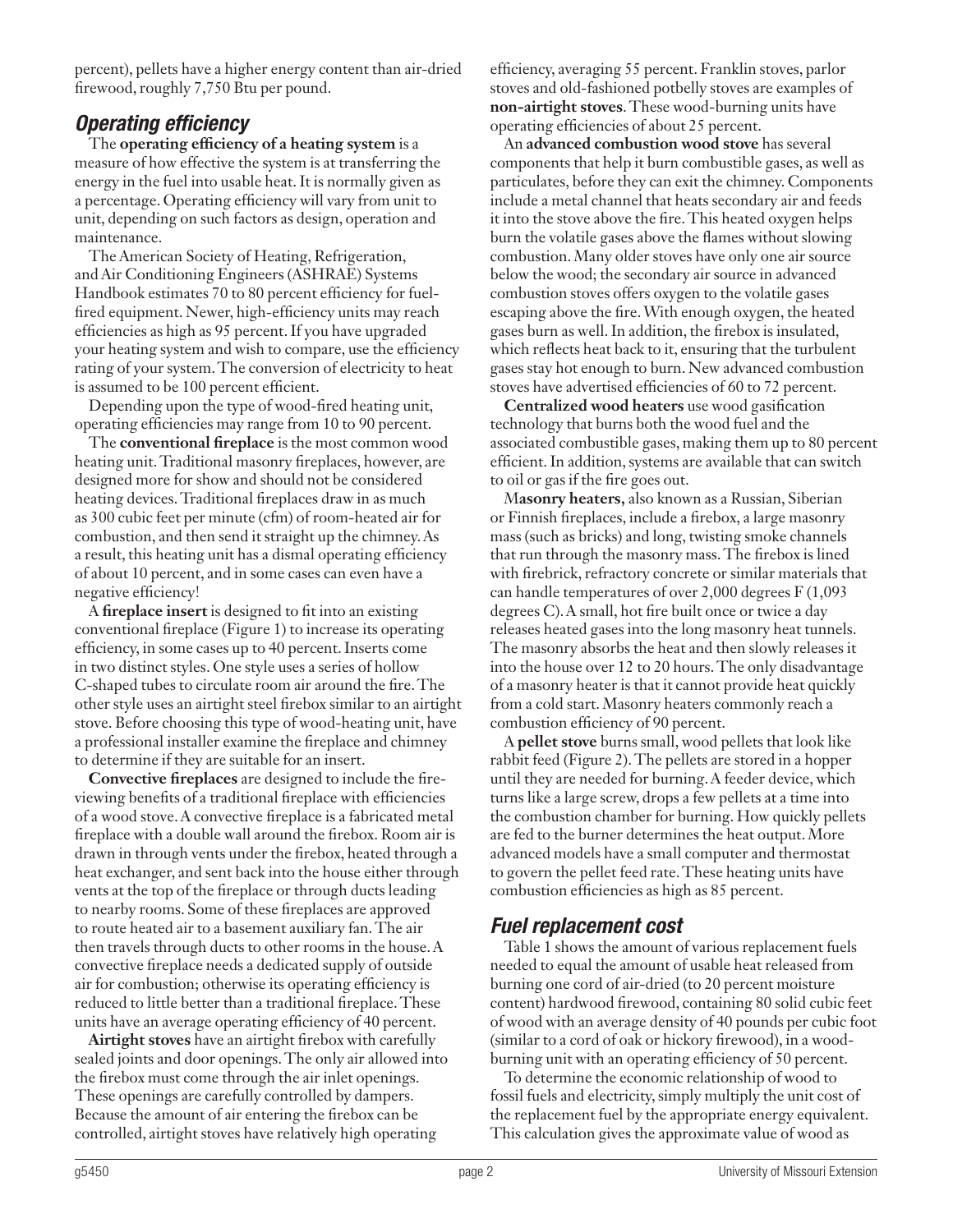percent), pellets have a higher energy content than air-dried firewood, roughly 7,750 Btu per pound.

## *Operating efficiency*

The **operating efficiency of a heating system** is a measure of how effective the system is at transferring the energy in the fuel into usable heat. It is normally given as a percentage. Operating efficiency will vary from unit to unit, depending on such factors as design, operation and maintenance.

The American Society of Heating, Refrigeration, and Air Conditioning Engineers (ASHRAE) Systems Handbook estimates 70 to 80 percent efficiency for fuel-fired equipment. Newer, high-efficiency units may reach efficiencies as high as 95 percent. If you have upgraded your heating system and wish to compare, use the efficiency rating of your system. The conversion of electricity to heat is assumed to be 100 percent efficient.

Depending upon the type of wood-fired heating unit, operating efficiencies may range from 10 to 90 percent.

The **conventional fireplace** is the most common wood heating unit. Traditional masonry fireplaces, however, are designed more for show and should not be considered heating devices. Traditional fireplaces draw in as much as 300 cubic feet per minute (cfm) of room-heated air for combustion, and then send it straight up the chimney. As a result, this heating unit has a dismal operating efficiency of about 10 percent, and in some cases can even have a negative efficiency!

A **fireplace insert** is designed to fit into an existing conventional fireplace (Figure 1) to increase its operating efficiency, in some cases up to 40 percent. Inserts come in two distinct styles. One style uses a series of hollow C-shaped tubes to circulate room air around the fire. The other style uses an airtight steel firebox similar to an airtight stove. Before choosing this type of wood-heating unit, have a professional installer examine the fireplace and chimney to determine if they are suitable for an insert.

**Convective fireplaces** are designed to include the fire-viewing benefits of a traditional fireplace with efficiencies of a wood stove. A convective fireplace is a fabricated metal fireplace with a double wall around the firebox. Room air is drawn in through vents under the firebox, heated through a heat exchanger, and sent back into the house either through vents at the top of the fireplace or through ducts leading to nearby rooms. Some of these fireplaces are approved to route heated air to a basement auxiliary fan. The air then travels through ducts to other rooms in the house. A convective fireplace needs a dedicated supply of outside air for combustion; otherwise its operating efficiency is reduced to little better than a traditional fireplace. These units have an average operating efficiency of 40 percent.

**Airtight stoves** have an airtight firebox with carefully sealed joints and door openings. The only air allowed into the firebox must come through the air inlet openings. These openings are carefully controlled by dampers. Because the amount of air entering the firebox can be controlled, airtight stoves have relatively high operating efficiency, averaging 55 percent. Franklin stoves, parlor stoves and old-fashioned potbelly stoves are examples of **non-airtight stoves**. These wood-burning units have operating efficiencies of about 25 percent.

An **advanced combustion wood stove** has several components that help it burn combustible gases, as well as particulates, before they can exit the chimney. Components include a metal channel that heats secondary air and feeds it into the stove above the fire. This heated oxygen helps burn the volatile gases above the flames without slowing combustion. Many older stoves have only one air source below the wood; the secondary air source in advanced combustion stoves offers oxygen to the volatile gases escaping above the fire. With enough oxygen, the heated gases burn as well. In addition, the firebox is insulated, which reflects heat back to it, ensuring that the turbulent gases stay hot enough to burn. New advanced combustion stoves have advertised efficiencies of 60 to 72 percent.

**Centralized wood heaters** use wood gasification technology that burns both the wood fuel and the associated combustible gases, making them up to 80 percent efficient. In addition, systems are available that can switch to oil or gas if the fire goes out.

**Masonry heaters,** also known as a Russian, Siberian or Finnish fireplaces, include a firebox, a large masonry mass (such as bricks) and long, twisting smoke channels that run through the masonry mass. The firebox is lined with firebrick, refractory concrete or similar materials that can handle temperatures of over 2,000 degrees F (1,093 degrees C). A small, hot fire built once or twice a day releases heated gases into the long masonry heat tunnels. The masonry absorbs the heat and then slowly releases it into the house over 12 to 20 hours. The only disadvantage of a masonry heater is that it cannot provide heat quickly from a cold start. Masonry heaters commonly reach a combustion efficiency of 90 percent.

A **pellet stove** burns small, wood pellets that look like rabbit feed (Figure 2). The pellets are stored in a hopper until they are needed for burning. A feeder device, which turns like a large screw, drops a few pellets at a time into the combustion chamber for burning. How quickly pellets are fed to the burner determines the heat output. More advanced models have a small computer and thermostat to govern the pellet feed rate. These heating units have combustion efficiencies as high as 85 percent.

## *Fuel replacement cost*

Table 1 shows the amount of various replacement fuels needed to equal the amount of usable heat released from burning one cord of air-dried (to 20 percent moisture content) hardwood firewood, containing 80 solid cubic feet of wood with an average density of 40 pounds per cubic foot (similar to a cord of oak or hickory firewood), in a wood-burning unit with an operating efficiency of 50 percent.

To determine the economic relationship of wood to fossil fuels and electricity, simply multiply the unit cost of the replacement fuel by the appropriate energy equivalent. This calculation gives the approximate value of wood as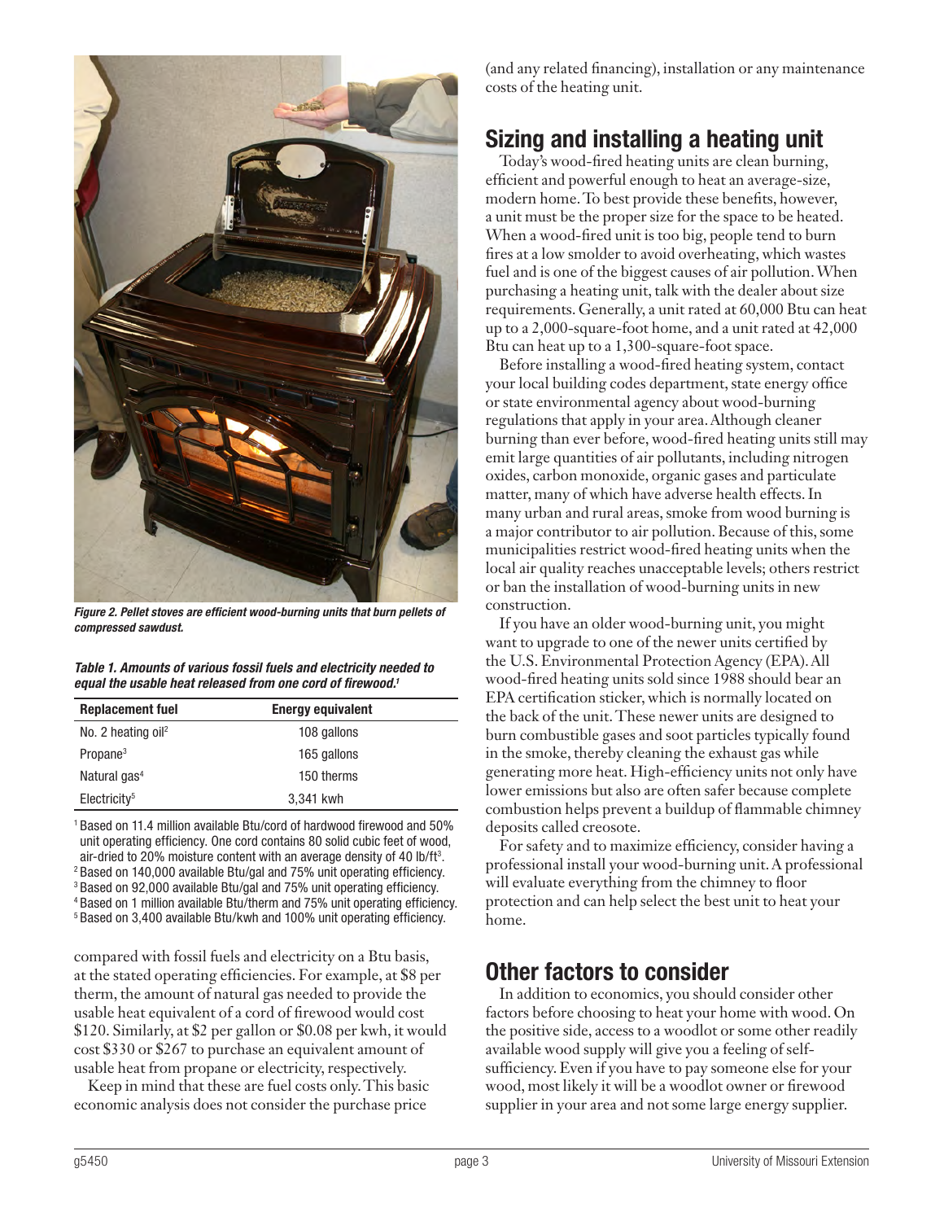*Figure 2. Pellet stoves are efficient wood-burning units that burn pellets of compressed sawdust.*

*Table 1. Amounts of various fossil fuels and electricity needed to equal the usable heat released from one cord of firewood.[1]*

| Replacement fuel | Energy equivalent |
|---|---|
| No. 2 heating oil[2] | 108 gallons |
| Propane[3] | 165 gallons |
| Natural gas[4] | 150 therms |
| Electricity[5] | 3,341 kwh |

[1] Based on 11.4 million available Btu/cord of hardwood firewood and 50% unit operating efficiency. One cord contains 80 solid cubic feet of wood, air-dried to 20% moisture content with an average density of 40 lb/ft$^3$.
[2] Based on 140,000 available Btu/gal and 75% unit operating efficiency.
[3] Based on 92,000 available Btu/gal and 75% unit operating efficiency.
[4] Based on 1 million available Btu/therm and 75% unit operating efficiency.
[5] Based on 3,400 available Btu/kwh and 100% unit operating efficiency.

compared with fossil fuels and electricity on a Btu basis, at the stated operating efficiencies. For example, at $8 per therm, the amount of natural gas needed to provide the usable heat equivalent of a cord of firewood would cost $120. Similarly, at $2 per gallon or $0.08 per kwh, it would cost $330 or $267 to purchase an equivalent amount of usable heat from propane or electricity, respectively.

Keep in mind that these are fuel costs only. This basic economic analysis does not consider the purchase price (and any related financing), installation or any maintenance costs of the heating unit.

## Sizing and installing a heating unit

Today's wood-fired heating units are clean burning, efficient and powerful enough to heat an average-size, modern home. To best provide these benefits, however, a unit must be the proper size for the space to be heated. When a wood-fired unit is too big, people tend to burn fires at a low smolder to avoid overheating, which wastes fuel and is one of the biggest causes of air pollution. When purchasing a heating unit, talk with the dealer about size requirements. Generally, a unit rated at 60,000 Btu can heat up to a 2,000-square-foot home, and a unit rated at 42,000 Btu can heat up to a 1,300-square-foot space.

Before installing a wood-fired heating system, contact your local building codes department, state energy office or state environmental agency about wood-burning regulations that apply in your area. Although cleaner burning than ever before, wood-fired heating units still may emit large quantities of air pollutants, including nitrogen oxides, carbon monoxide, organic gases and particulate matter, many of which have adverse health effects. In many urban and rural areas, smoke from wood burning is a major contributor to air pollution. Because of this, some municipalities restrict wood-fired heating units when the local air quality reaches unacceptable levels; others restrict or ban the installation of wood-burning units in new construction.

If you have an older wood-burning unit, you might want to upgrade to one of the newer units certified by the U.S. Environmental Protection Agency (EPA). All wood-fired heating units sold since 1988 should bear an EPA certification sticker, which is normally located on the back of the unit. These newer units are designed to burn combustible gases and soot particles typically found in the smoke, thereby cleaning the exhaust gas while generating more heat. High-efficiency units not only have lower emissions but also are often safer because complete combustion helps prevent a buildup of flammable chimney deposits called creosote.

For safety and to maximize efficiency, consider having a professional install your wood-burning unit. A professional will evaluate everything from the chimney to floor protection and can help select the best unit to heat your home.

## Other factors to consider

In addition to economics, you should consider other factors before choosing to heat your home with wood. On the positive side, access to a woodlot or some other readily available wood supply will give you a feeling of self-sufficiency. Even if you have to pay someone else for your wood, most likely it will be a woodlot owner or firewood supplier in your area and not some large energy supplier.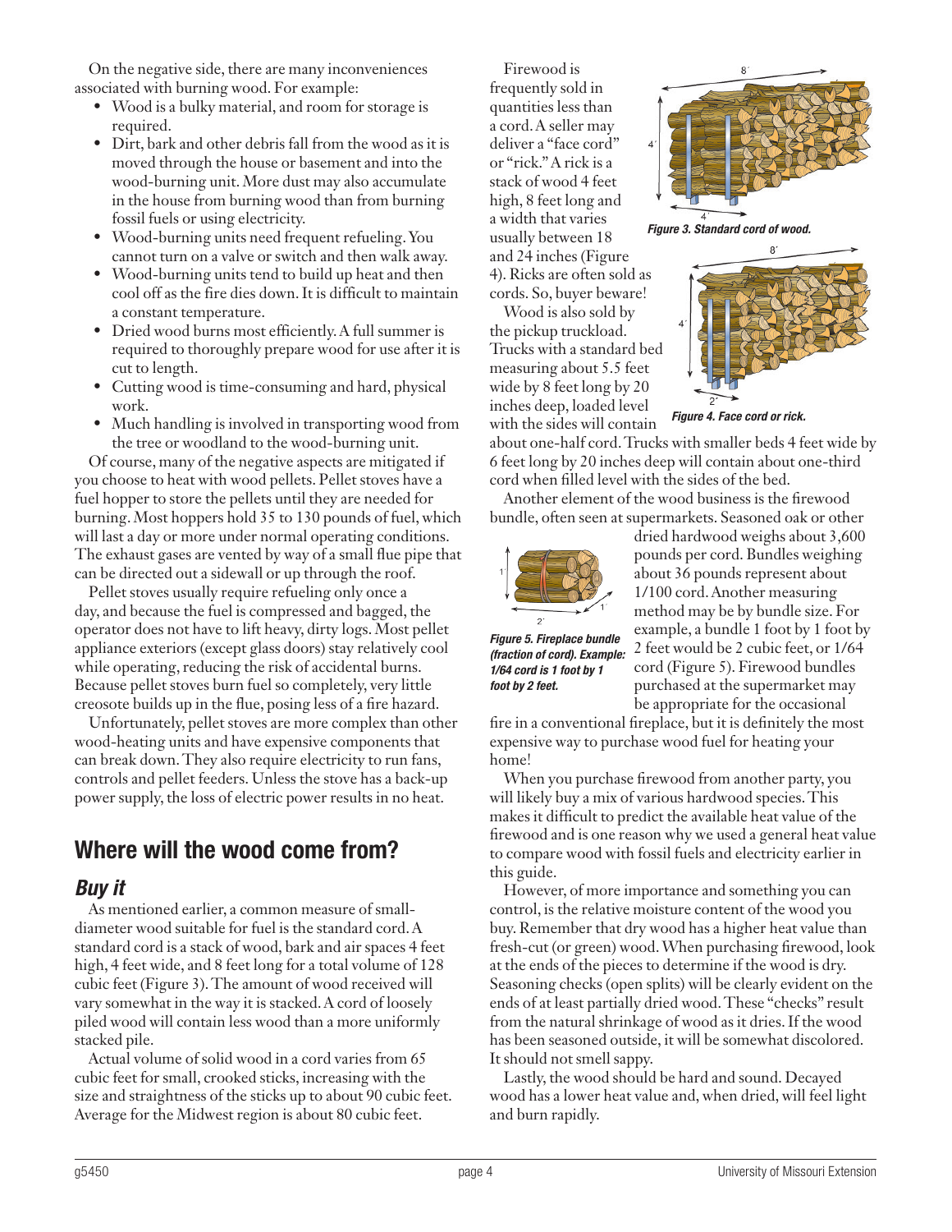On the negative side, there are many inconveniences associated with burning wood. For example:

- Wood is a bulky material, and room for storage is required.
- Dirt, bark and other debris fall from the wood as it is moved through the house or basement and into the wood-burning unit. More dust may also accumulate in the house from burning wood than from burning fossil fuels or using electricity.
- Wood-burning units need frequent refueling. You cannot turn on a valve or switch and then walk away.
- Wood-burning units tend to build up heat and then cool off as the fire dies down. It is difficult to maintain a constant temperature.
- Dried wood burns most efficiently. A full summer is required to thoroughly prepare wood for use after it is cut to length.
- Cutting wood is time-consuming and hard, physical work.
- Much handling is involved in transporting wood from the tree or woodland to the wood-burning unit.

Of course, many of the negative aspects are mitigated if you choose to heat with wood pellets. Pellet stoves have a fuel hopper to store the pellets until they are needed for burning. Most hoppers hold 35 to 130 pounds of fuel, which will last a day or more under normal operating conditions. The exhaust gases are vented by way of a small flue pipe that can be directed out a sidewall or up through the roof.

Pellet stoves usually require refueling only once a day, and because the fuel is compressed and bagged, the operator does not have to lift heavy, dirty logs. Most pellet appliance exteriors (except glass doors) stay relatively cool while operating, reducing the risk of accidental burns. Because pellet stoves burn fuel so completely, very little creosote builds up in the flue, posing less of a fire hazard.

Unfortunately, pellet stoves are more complex than other wood-heating units and have expensive components that can break down. They also require electricity to run fans, controls and pellet feeders. Unless the stove has a back-up power supply, the loss of electric power results in no heat.

## Where will the wood come from?

### *Buy it*

As mentioned earlier, a common measure of small-diameter wood suitable for fuel is the standard cord. A standard cord is a stack of wood, bark and air spaces 4 feet high, 4 feet wide, and 8 feet long for a total volume of 128 cubic feet (Figure 3). The amount of wood received will vary somewhat in the way it is stacked. A cord of loosely piled wood will contain less wood than a more uniformly stacked pile.

Actual volume of solid wood in a cord varies from 65 cubic feet for small, crooked sticks, increasing with the size and straightness of the sticks up to about 90 cubic feet. Average for the Midwest region is about 80 cubic feet.

Firewood is frequently sold in quantities less than a cord. A seller may deliver a "face cord" or "rick." A rick is a stack of wood 4 feet high, 8 feet long and a width that varies usually between 18 and 24 inches (Figure 4). Ricks are often sold as cords. So, buyer beware!

***Figure 3. Standard cord of wood.***

***Figure 4. Face cord or rick.***

Wood is also sold by the pickup truckload. Trucks with a standard bed measuring about 5.5 feet wide by 8 feet long by 20 inches deep, loaded level with the sides will contain about one-half cord. Trucks with smaller beds 4 feet wide by 6 feet long by 20 inches deep will contain about one-third cord when filled level with the sides of the bed.

Another element of the wood business is the firewood bundle, often seen at supermarkets. Seasoned oak or other dried hardwood weighs about 3,600 pounds per cord. Bundles weighing about 36 pounds represent about 1/100 cord. Another measuring method may be by bundle size. For example, a bundle 1 foot by 1 foot by 2 feet would be 2 cubic feet, or 1/64 cord (Figure 5). Firewood bundles purchased at the supermarket may be appropriate for the occasional fire in a conventional fireplace, but it is definitely the most expensive way to purchase wood fuel for heating your home!

***Figure 5. Fireplace bundle (fraction of cord). Example: 1/64 cord is 1 foot by 1 foot by 2 feet.***

When you purchase firewood from another party, you will likely buy a mix of various hardwood species. This makes it difficult to predict the available heat value of the firewood and is one reason why we used a general heat value to compare wood with fossil fuels and electricity earlier in this guide.

However, of more importance and something you can control, is the relative moisture content of the wood you buy. Remember that dry wood has a higher heat value than fresh-cut (or green) wood. When purchasing firewood, look at the ends of the pieces to determine if the wood is dry. Seasoning checks (open splits) will be clearly evident on the ends of at least partially dried wood. These "checks" result from the natural shrinkage of wood as it dries. If the wood has been seasoned outside, it will be somewhat discolored. It should not smell sappy.

Lastly, the wood should be hard and sound. Decayed wood has a lower heat value and, when dried, will feel light and burn rapidly.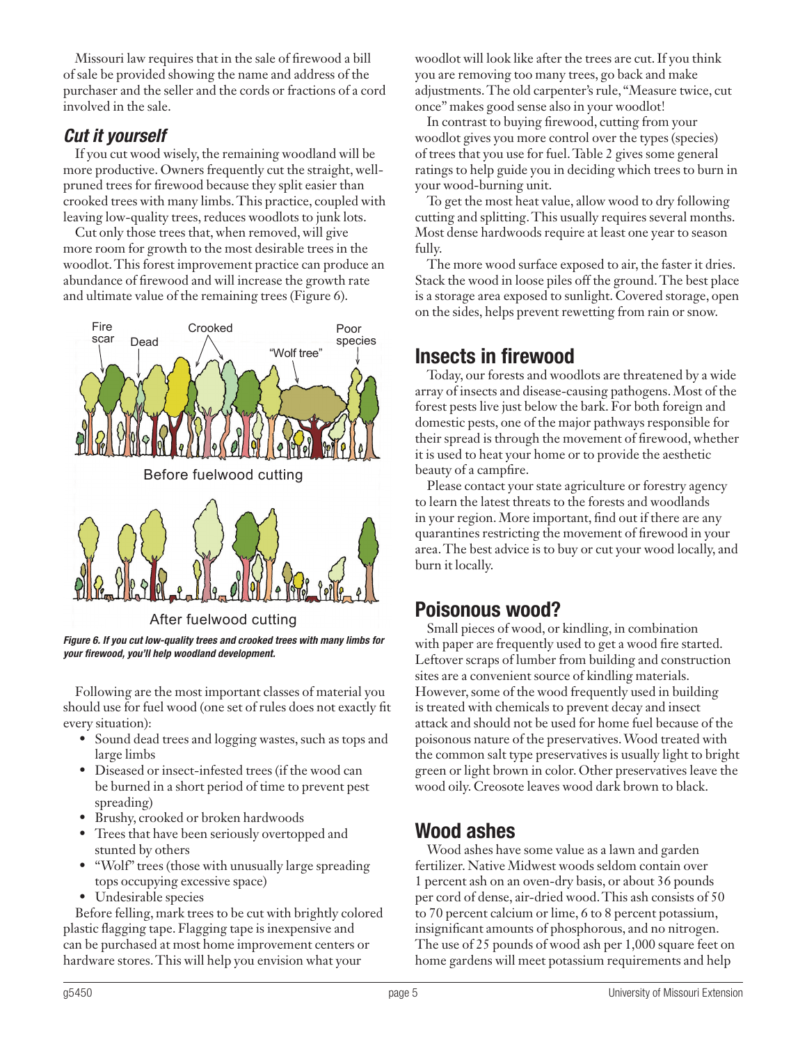Missouri law requires that in the sale of firewood a bill of sale be provided showing the name and address of the purchaser and the seller and the cords or fractions of a cord involved in the sale.

## *Cut it yourself*

If you cut wood wisely, the remaining woodland will be more productive. Owners frequently cut the straight, well-pruned trees for firewood because they split easier than crooked trees with many limbs. This practice, coupled with leaving low-quality trees, reduces woodlots to junk lots.

Cut only those trees that, when removed, will give more room for growth to the most desirable trees in the woodlot. This forest improvement practice can produce an abundance of firewood and will increase the growth rate and ultimate value of the remaining trees (Figure 6).

*Figure 6. If you cut low-quality trees and crooked trees with many limbs for your firewood, you'll help woodland development.*

Following are the most important classes of material you should use for fuel wood (one set of rules does not exactly fit every situation):

- Sound dead trees and logging wastes, such as tops and large limbs
- Diseased or insect-infested trees (if the wood can be burned in a short period of time to prevent pest spreading)
- Brushy, crooked or broken hardwoods
- Trees that have been seriously overtopped and stunted by others
- "Wolf" trees (those with unusually large spreading tops occupying excessive space)
- Undesirable species

Before felling, mark trees to be cut with brightly colored plastic flagging tape. Flagging tape is inexpensive and can be purchased at most home improvement centers or hardware stores. This will help you envision what your woodlot will look like after the trees are cut. If you think you are removing too many trees, go back and make adjustments. The old carpenter's rule, "Measure twice, cut once" makes good sense also in your woodlot!

In contrast to buying firewood, cutting from your woodlot gives you more control over the types (species) of trees that you use for fuel. Table 2 gives some general ratings to help guide you in deciding which trees to burn in your wood-burning unit.

To get the most heat value, allow wood to dry following cutting and splitting. This usually requires several months. Most dense hardwoods require at least one year to season fully.

The more wood surface exposed to air, the faster it dries. Stack the wood in loose piles off the ground. The best place is a storage area exposed to sunlight. Covered storage, open on the sides, helps prevent rewetting from rain or snow.

## Insects in firewood

Today, our forests and woodlots are threatened by a wide array of insects and disease-causing pathogens. Most of the forest pests live just below the bark. For both foreign and domestic pests, one of the major pathways responsible for their spread is through the movement of firewood, whether it is used to heat your home or to provide the aesthetic beauty of a campfire.

Please contact your state agriculture or forestry agency to learn the latest threats to the forests and woodlands in your region. More important, find out if there are any quarantines restricting the movement of firewood in your area. The best advice is to buy or cut your wood locally, and burn it locally.

## Poisonous wood?

Small pieces of wood, or kindling, in combination with paper are frequently used to get a wood fire started. Leftover scraps of lumber from building and construction sites are a convenient source of kindling materials. However, some of the wood frequently used in building is treated with chemicals to prevent decay and insect attack and should not be used for home fuel because of the poisonous nature of the preservatives. Wood treated with the common salt type preservatives is usually light to bright green or light brown in color. Other preservatives leave the wood oily. Creosote leaves wood dark brown to black.

## Wood ashes

Wood ashes have some value as a lawn and garden fertilizer. Native Midwest woods seldom contain over 1 percent ash on an oven-dry basis, or about 36 pounds per cord of dense, air-dried wood. This ash consists of 50 to 70 percent calcium or lime, 6 to 8 percent potassium, insignificant amounts of phosphorous, and no nitrogen. The use of 25 pounds of wood ash per 1,000 square feet on home gardens will meet potassium requirements and help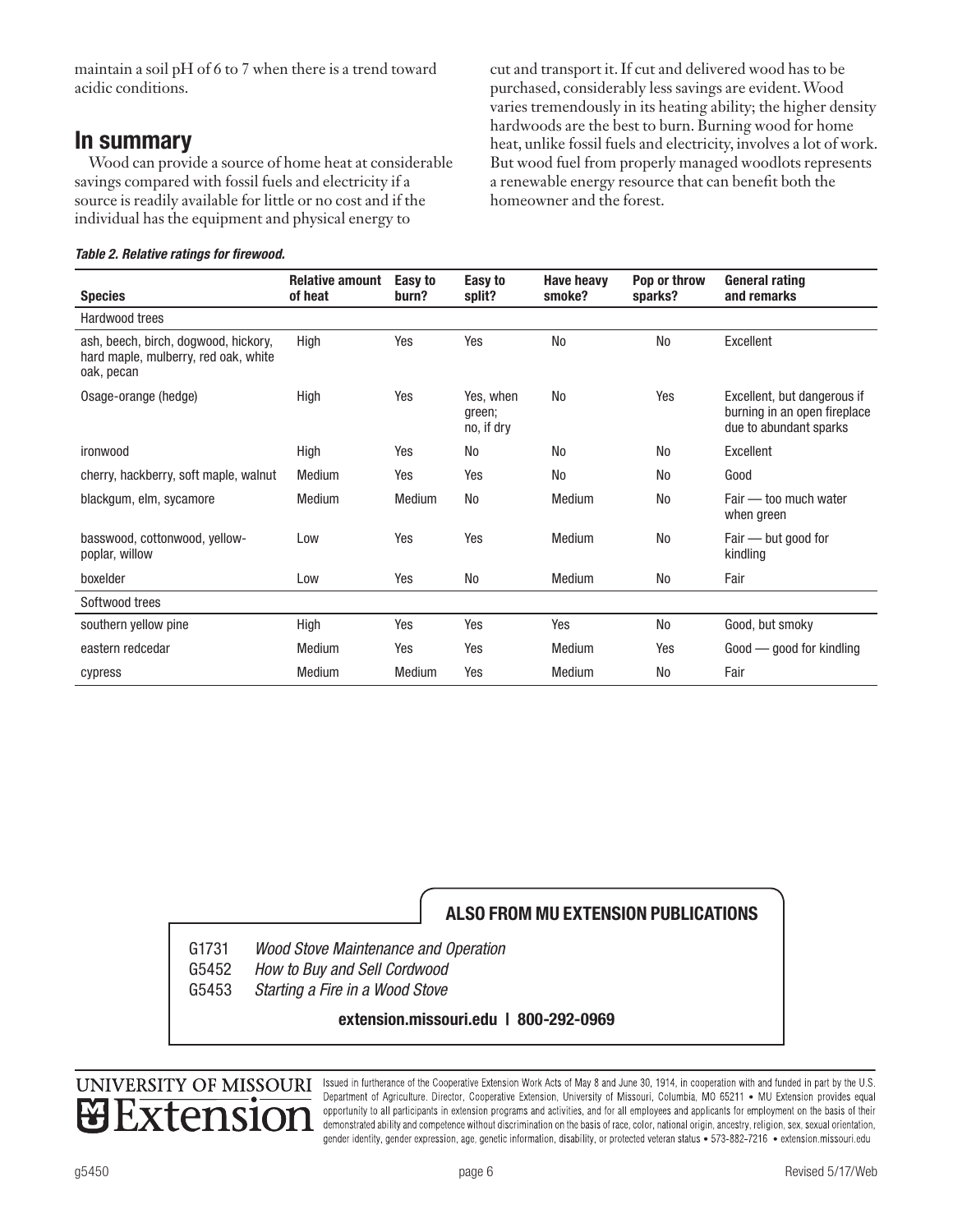maintain a soil pH of 6 to 7 when there is a trend toward acidic conditions.

## In summary

Wood can provide a source of home heat at considerable savings compared with fossil fuels and electricity if a source is readily available for little or no cost and if the individual has the equipment and physical energy to cut and transport it. If cut and delivered wood has to be purchased, considerably less savings are evident. Wood varies tremendously in its heating ability; the higher density hardwoods are the best to burn. Burning wood for home heat, unlike fossil fuels and electricity, involves a lot of work. But wood fuel from properly managed woodlots represents a renewable energy resource that can benefit both the homeowner and the forest.

***Table 2. Relative ratings for firewood.***

| Species | Relative amount of heat | Easy to burn? | Easy to split? | Have heavy smoke? | Pop or throw sparks? | General rating and remarks |
|---|---|---|---|---|---|---|
| Hardwood trees | | | | | | |
| ash, beech, birch, dogwood, hickory, hard maple, mulberry, red oak, white oak, pecan | High | Yes | Yes | No | No | Excellent |
| Osage-orange (hedge) | High | Yes | Yes, when green; no, if dry | No | Yes | Excellent, but dangerous if burning in an open fireplace due to abundant sparks |
| ironwood | High | Yes | No | No | No | Excellent |
| cherry, hackberry, soft maple, walnut | Medium | Yes | Yes | No | No | Good |
| blackgum, elm, sycamore | Medium | Medium | No | Medium | No | Fair — too much water when green |
| basswood, cottonwood, yellow-poplar, willow | Low | Yes | Yes | Medium | No | Fair — but good for kindling |
| boxelder | Low | Yes | No | Medium | No | Fair |
| Softwood trees | | | | | | |
| southern yellow pine | High | Yes | Yes | Yes | No | Good, but smoky |
| eastern redcedar | Medium | Yes | Yes | Medium | Yes | Good — good for kindling |
| cypress | Medium | Medium | Yes | Medium | No | Fair |

**ALSO FROM MU EXTENSION PUBLICATIONS**

G1731 *Wood Stove Maintenance and Operation*
G5452 *How to Buy and Sell Cordwood*
G5453 *Starting a Fire in a Wood Stove*

**extension.missouri.edu | 800-292-0969**

UNIVERSITY OF MISSOURI Extension

Issued in furtherance of the Cooperative Extension Work Acts of May 8 and June 30, 1914, in cooperation with and funded in part by the U.S. Department of Agriculture. Director, Cooperative Extension, University of Missouri, Columbia, MO 65211 • MU Extension provides equal opportunity to all participants in extension programs and activities, and for all employees and applicants for employment on the basis of their demonstrated ability and competence without discrimination on the basis of race, color, national origin, ancestry, religion, sex, sexual orientation, gender identity, gender expression, age, genetic information, disability, or protected veteran status • 573-882-7216 • extension.missouri.edu

g5450 Revised 5/17/Web